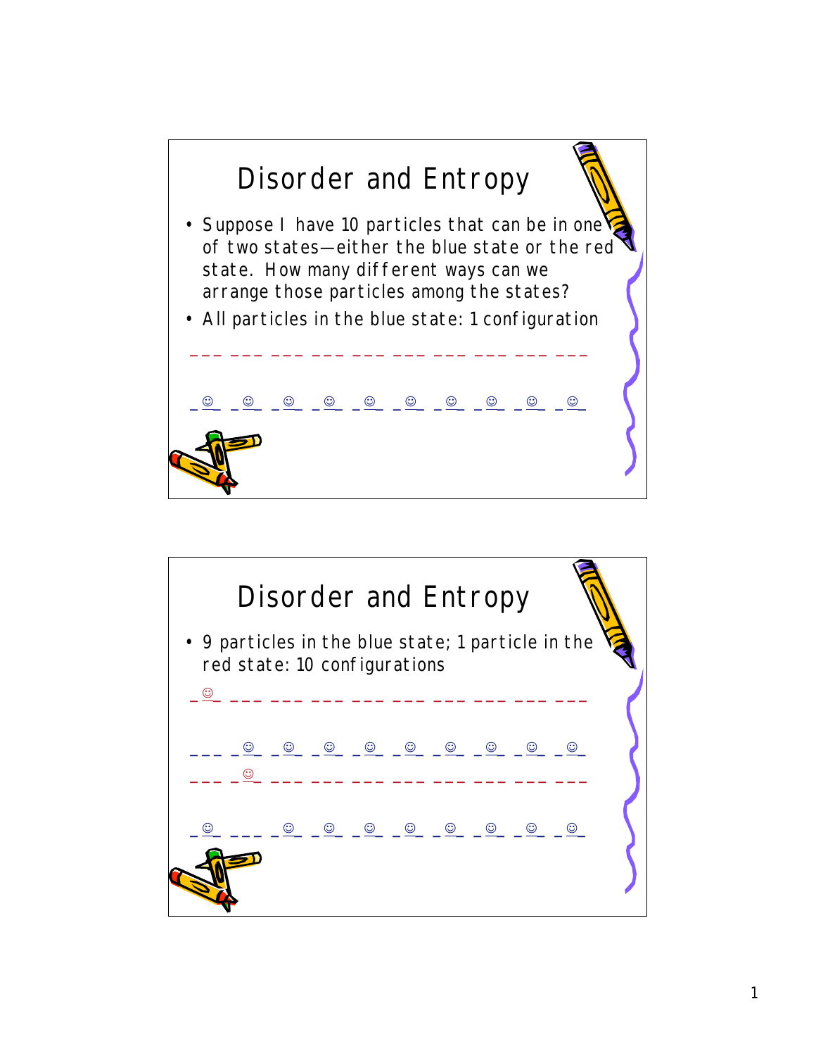# Disorder and Entropy

- Suppose I have 10 particles that can be in one of two states—either the blue state or the red state. How many different ways can we arrange those particles among the states?
- All particles in the blue state: 1 configuration

```
___ ___ ___ ___ ___ ___ ___ ___ ___ ___

_☺_ _☺_ _☺_ _☺_ _☺_ _☺_ _☺_ _☺_ _☺_ _☺_
```

# Disorder and Entropy

- 9 particles in the blue state; 1 particle in the red state: 10 configurations

```
_☺_ ___ ___ ___ ___ ___ ___ ___ ___ ___

___ _☺_ _☺_ _☺_ _☺_ _☺_ _☺_ _☺_ _☺_ _☺_

___ _☺_ ___ ___ ___ ___ ___ ___ ___ ___

_☺_ ___ _☺_ _☺_ _☺_ _☺_ _☺_ _☺_ _☺_ _☺_
```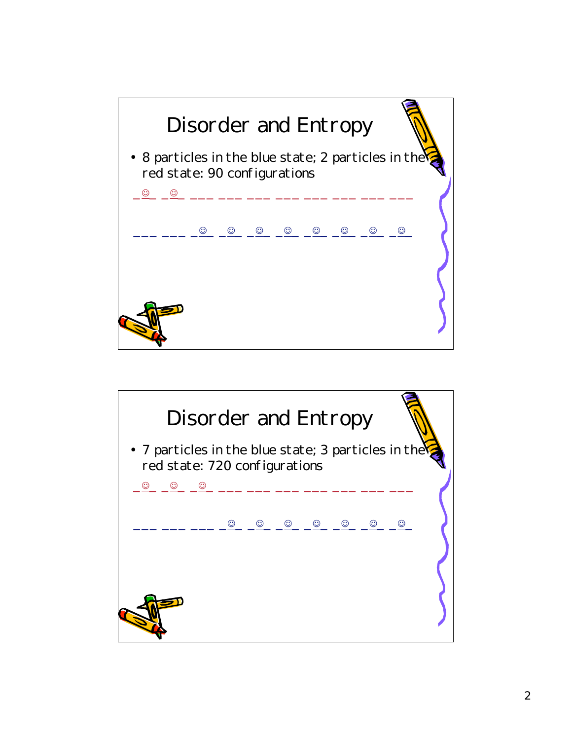## Disorder and Entropy

- 8 particles in the blue state; 2 particles in the red state: 90 configurations

_☺_ _☺_ ___ ___ ___ ___ ___ ___ ___ ___

___ ___ _☺_ _☺_ _☺_ _☺_ _☺_ _☺_ _☺_ _☺_

## Disorder and Entropy

- 7 particles in the blue state; 3 particles in the red state: 720 configurations

_☺_ _☺_ _☺_ ___ ___ ___ ___ ___ ___ ___

___ ___ ___ _☺_ _☺_ _☺_ _☺_ _☺_ _☺_ _☺_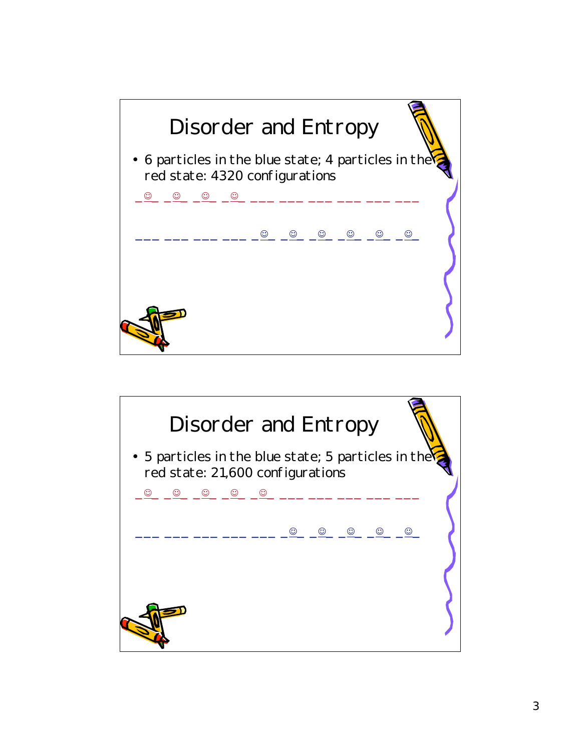## Disorder and Entropy

- 6 particles in the blue state; 4 particles in the red state: 4320 configurations

_☺_ _☺_ _☺_ _☺_ ___ ___ ___ ___ ___ ___

___ ___ ___ ___ _☺_ _☺_ _☺_ _☺_ _☺_ _☺_

## Disorder and Entropy

- 5 particles in the blue state; 5 particles in the red state: 21,600 configurations

_☺_ _☺_ _☺_ _☺_ _☺_ ___ ___ ___ ___ ___

___ ___ ___ ___ ___ _☺_ _☺_ _☺_ _☺_ _☺_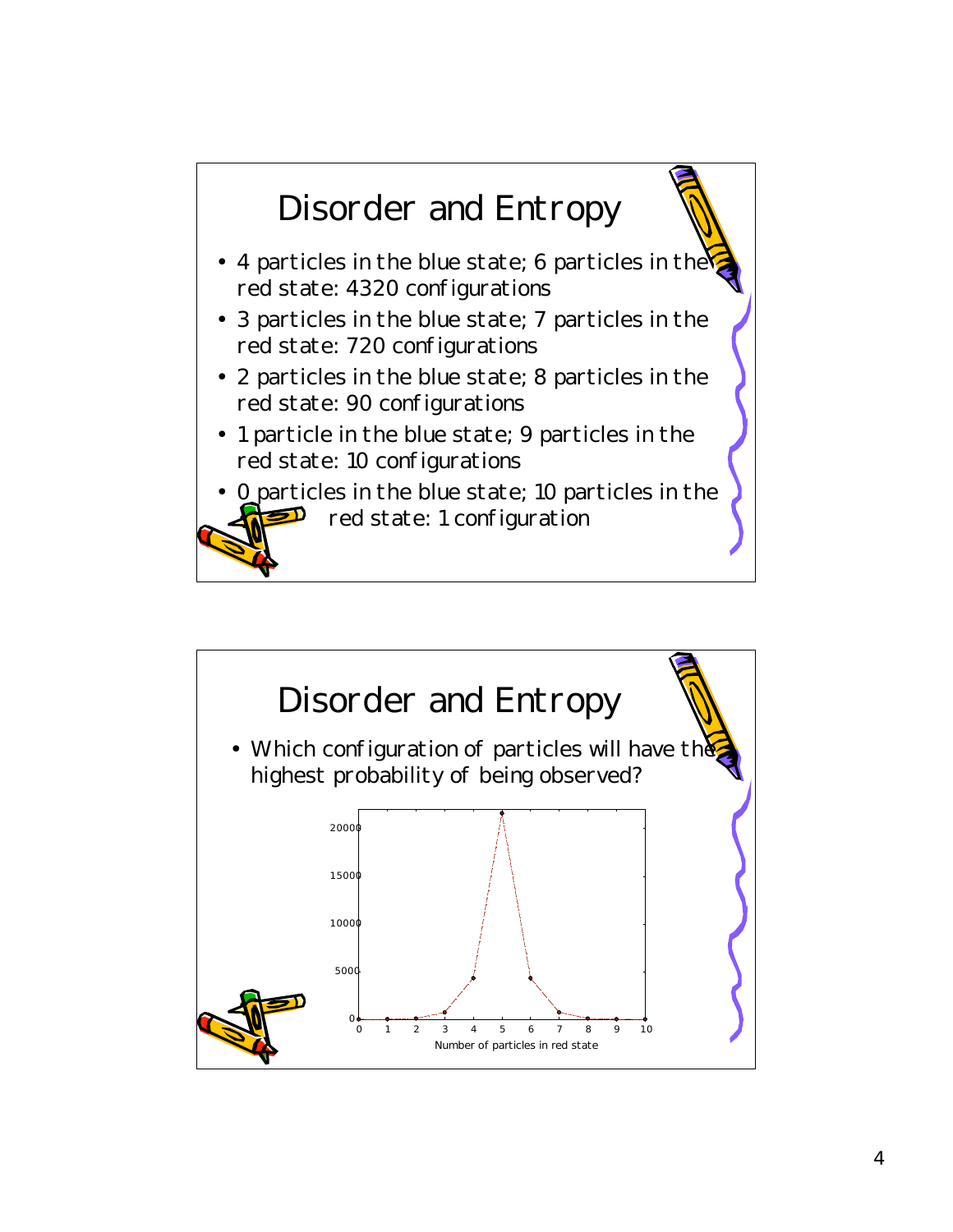# Disorder and Entropy

- 4 particles in the blue state; 6 particles in the red state: 4320 configurations
- 3 particles in the blue state; 7 particles in the red state: 720 configurations
- 2 particles in the blue state; 8 particles in the red state: 90 configurations
- 1 particle in the blue state; 9 particles in the red state: 10 configurations
- 0 particles in the blue state; 10 particles in the red state: 1 configuration

# Disorder and Entropy

- Which configuration of particles will have the highest probability of being observed?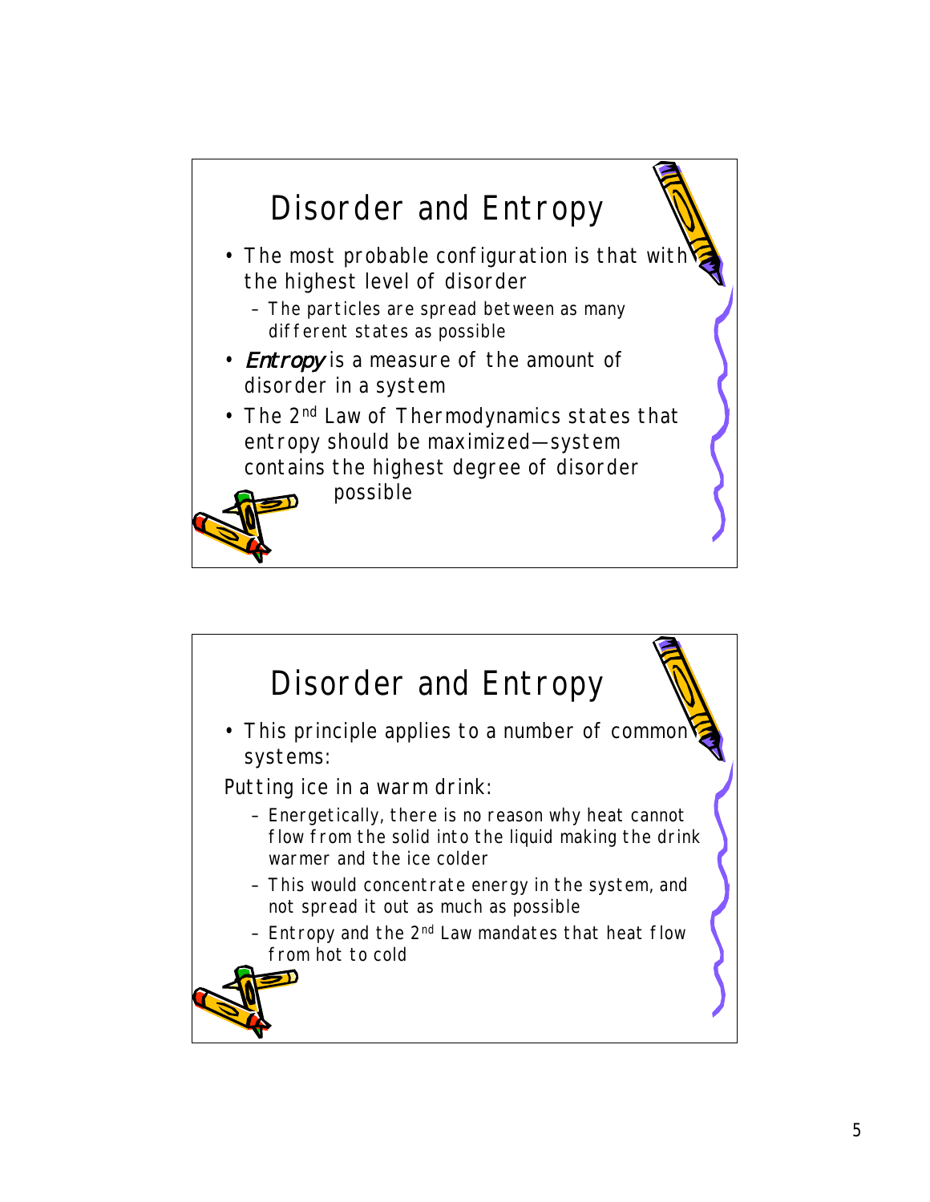## Disorder and Entropy

- The most probable configuration is that with the highest level of disorder
  - The particles are spread between as many different states as possible
- *Entropy* is a measure of the amount of disorder in a system
- The 2nd Law of Thermodynamics states that entropy should be maximized—system contains the highest degree of disorder possible

## Disorder and Entropy

- This principle applies to a number of common systems:

Putting ice in a warm drink:

- Energetically, there is no reason why heat cannot flow from the solid into the liquid making the drink warmer and the ice colder
- This would concentrate energy in the system, and not spread it out as much as possible
- Entropy and the 2nd Law mandates that heat flow from hot to cold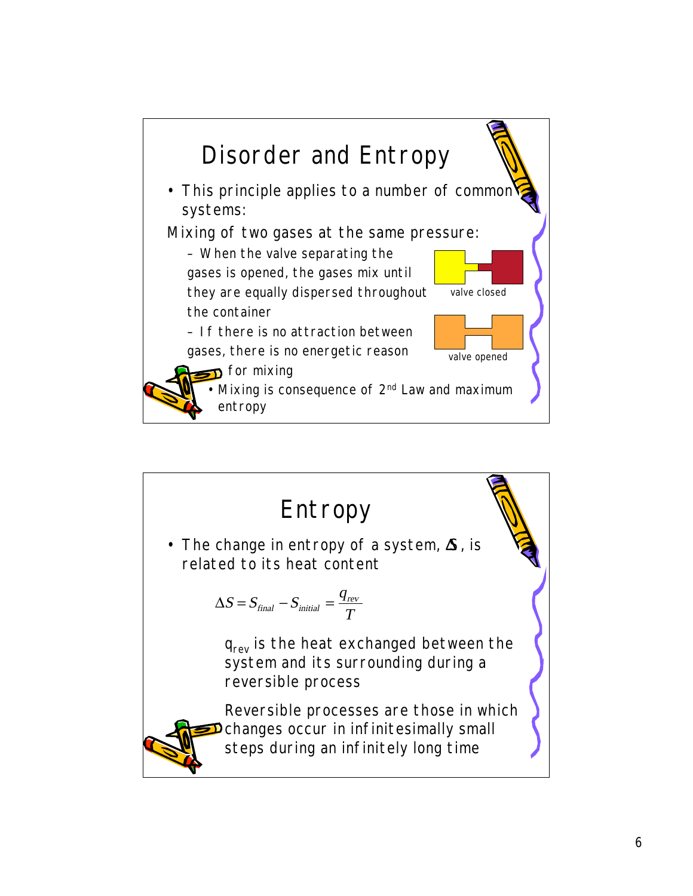## Disorder and Entropy

- This principle applies to a number of common systems:

Mixing of two gases at the same pressure:

- When the valve separating the gases is opened, the gases mix until they are equally dispersed throughout the container
- If there is no attraction between gases, there is no energetic reason for mixing
  - Mixing is consequence of 2nd Law and maximum entropy

valve closed

valve opened

## Entropy

- The change in entropy of a system, $\Delta S$, is related to its heat content

$$\Delta S = S_{final} - S_{initial} = \frac{q_{rev}}{T}$$

$q_{rev}$ is the heat exchanged between the system and its surrounding during a reversible process

Reversible processes are those in which changes occur in infinitesimally small steps during an infinitely long time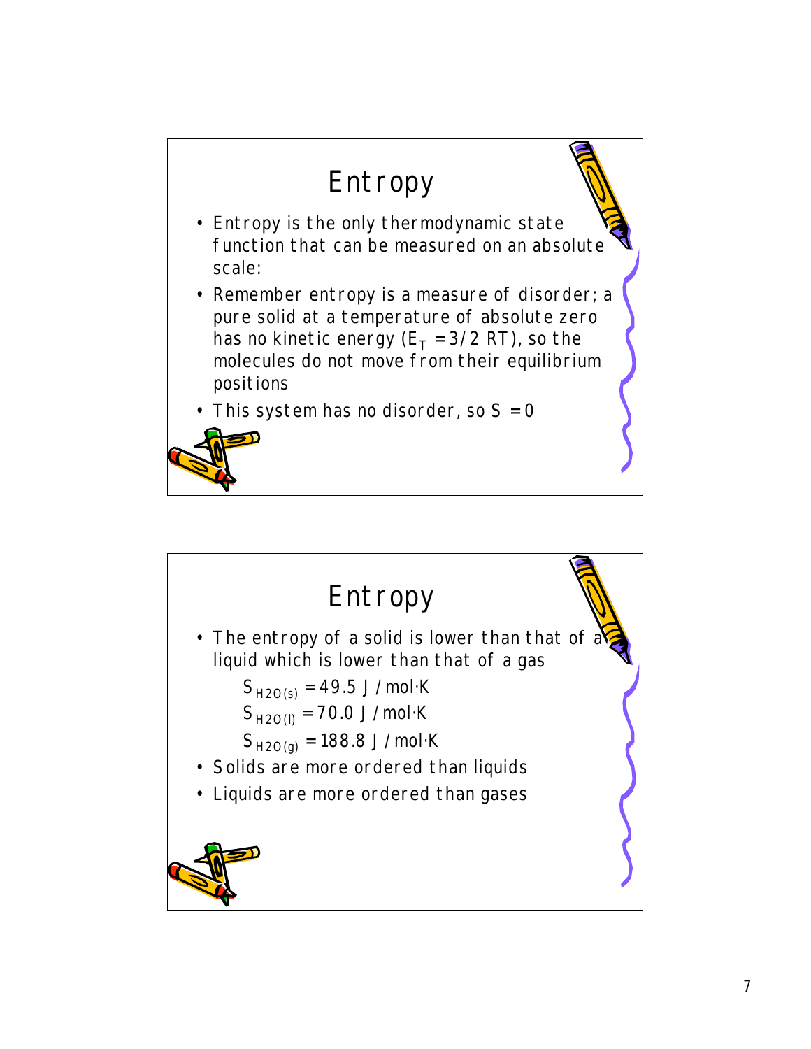# Entropy

- Entropy is the only thermodynamic state function that can be measured on an absolute scale:
- Remember entropy is a measure of disorder; a pure solid at a temperature of absolute zero has no kinetic energy ($E_T = 3/2\ RT$), so the molecules do not move from their equilibrium positions
- This system has no disorder, so $S = 0$

# Entropy

- The entropy of a solid is lower than that of a liquid which is lower than that of a gas

  $S_{H2O(s)} = 49.5\ J / mol{\cdot}K$

  $S_{H2O(l)} = 70.0\ J / mol{\cdot}K$

  $S_{H2O(g)} = 188.8\ J / mol{\cdot}K$

- Solids are more ordered than liquids
- Liquids are more ordered than gases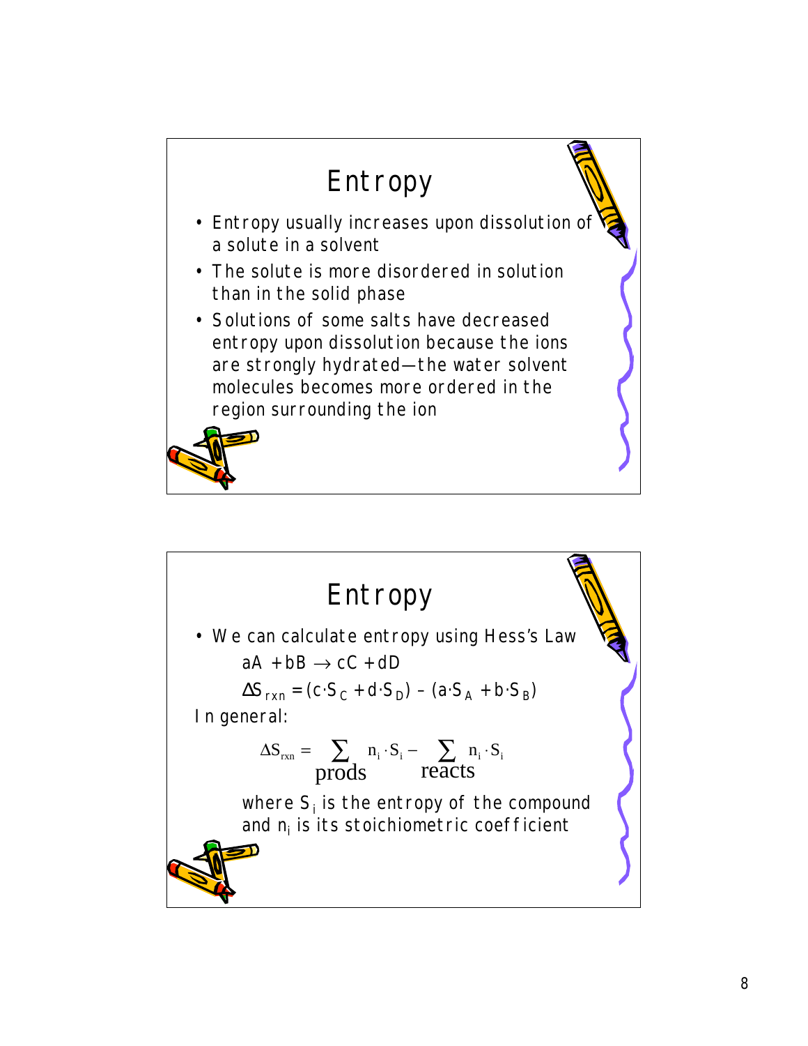# Entropy

- Entropy usually increases upon dissolution of a solute in a solvent
- The solute is more disordered in solution than in the solid phase
- Solutions of some salts have decreased entropy upon dissolution because the ions are strongly hydrated—the water solvent molecules becomes more ordered in the region surrounding the ion

# Entropy

- We can calculate entropy using Hess's Law

$$aA + bB \rightarrow cC + dD$$

$$\Delta S_{rxn} = (c \cdot S_C + d \cdot S_D) - (a \cdot S_A + b \cdot S_B)$$

In general:

$$\Delta S_{rxn} = \sum_{prods} n_i \cdot S_i - \sum_{reacts} n_i \cdot S_i$$

where $S_i$ is the entropy of the compound and $n_i$ is its stoichiometric coefficient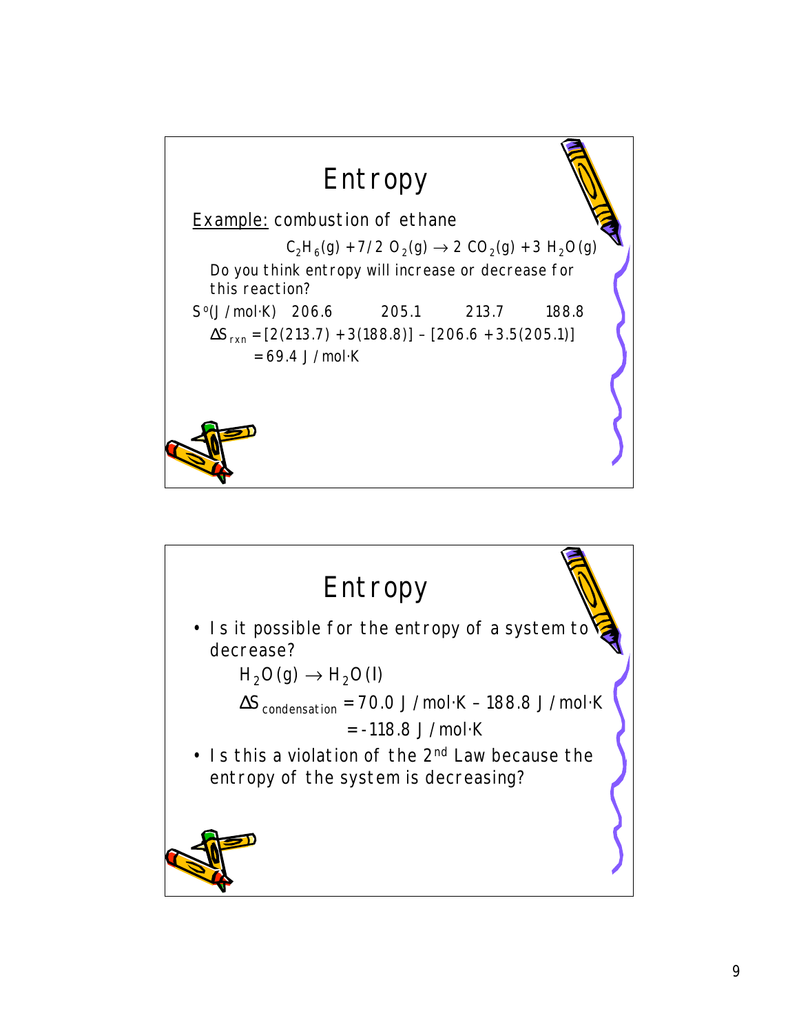## Entropy

Example: combustion of ethane

$$C_2H_6(g) + 7/2\ O_2(g) \rightarrow 2\ CO_2(g) + 3\ H_2O(g)$$

Do you think entropy will increase or decrease for this reaction?

| $S^o$(J/mol·K) | 206.6 | 205.1 | 213.7 | 188.8 |
|---|---|---|---|---|

$\Delta S_{rxn} = [2(213.7) + 3(188.8)] - [206.6 + 3.5(205.1)]$

$= 69.4$ J/mol·K

## Entropy

- Is it possible for the entropy of a system to decrease?

  $H_2O(g) \rightarrow H_2O(l)$

  $\Delta S_{condensation} = 70.0$ J/mol·K – 188.8 J/mol·K

  $= -118.8$ J/mol·K

- Is this a violation of the 2nd Law because the entropy of the system is decreasing?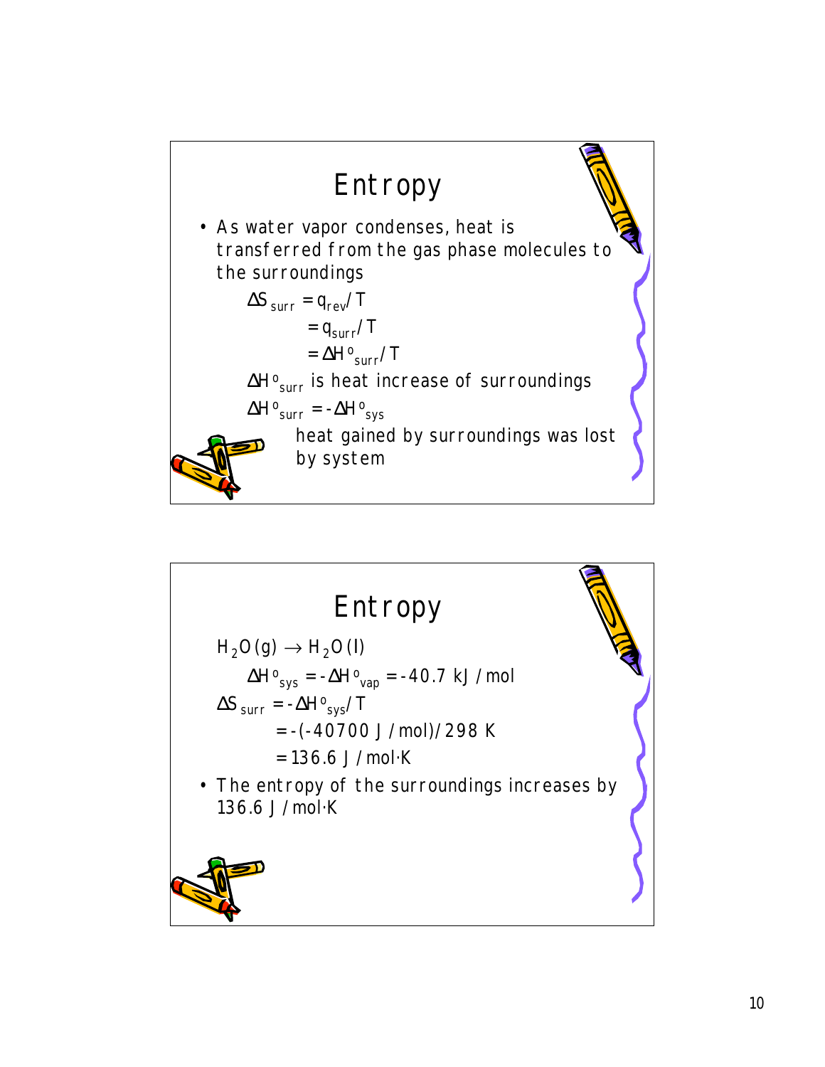# Entropy

- As water vapor condenses, heat is transferred from the gas phase molecules to the surroundings

$$\Delta S_{surr} = q_{rev}/T$$

$$= q_{surr}/T$$

$$= \Delta H^o_{surr}/T$$

$\Delta H^o_{surr}$ is heat increase of surroundings

$\Delta H^o_{surr} = -\Delta H^o_{sys}$

heat gained by surroundings was lost by system

# Entropy

$H_2O(g) \rightarrow H_2O(l)$

$$\Delta H^o_{sys} = -\Delta H^o_{vap} = -40.7 \text{ kJ/mol}$$

$$\Delta S_{surr} = -\Delta H^o_{sys}/T$$

$$= -(-40700 \text{ J/mol})/298 \text{ K}$$

$$= 136.6 \text{ J/mol·K}$$

- The entropy of the surroundings increases by 136.6 J/mol·K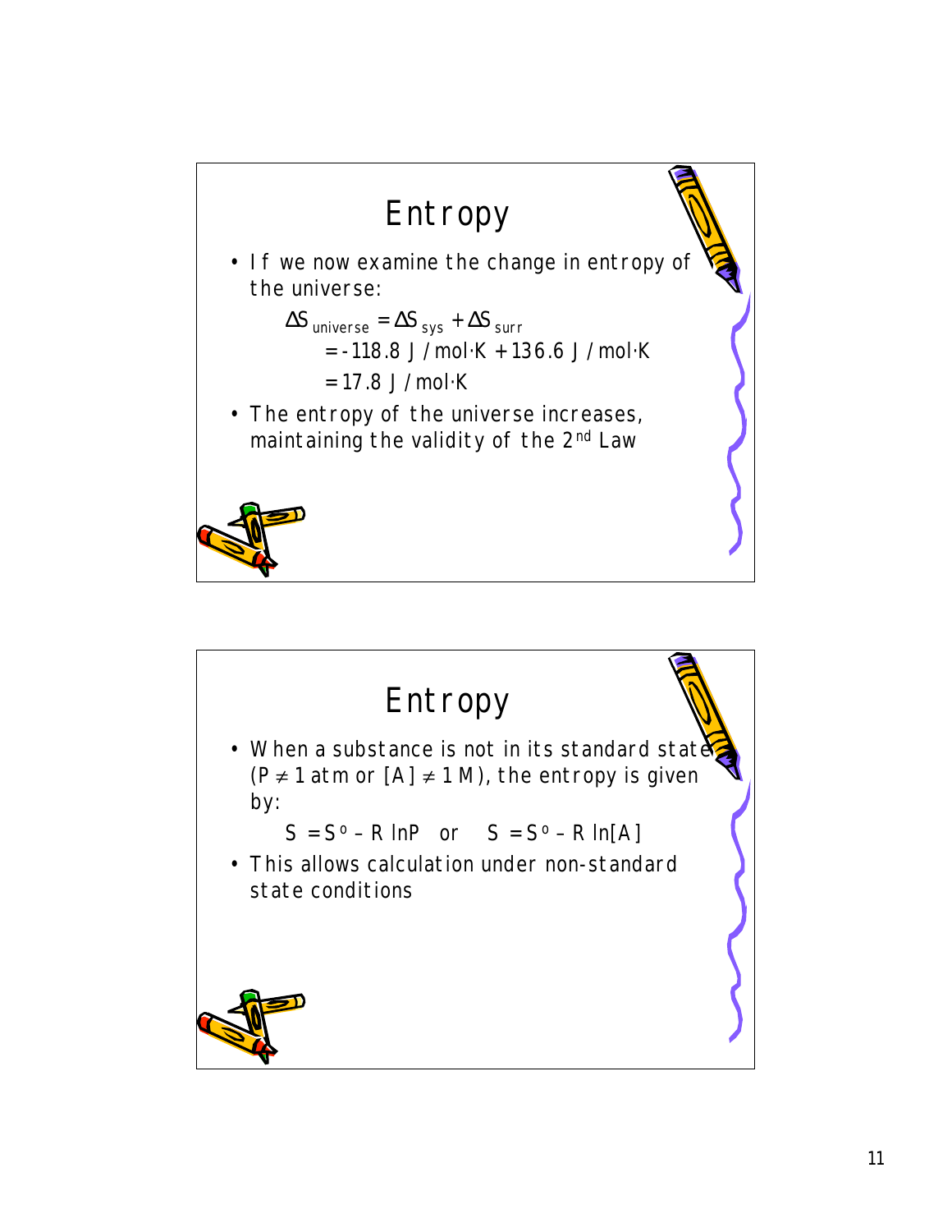## Entropy

- If we now examine the change in entropy of the universe:

$$\Delta S_{universe} = \Delta S_{sys} + \Delta S_{surr}$$
$$= -118.8 \text{ J/mol·K} + 136.6 \text{ J/mol·K}$$
$$= 17.8 \text{ J/mol·K}$$

- The entropy of the universe increases, maintaining the validity of the 2nd Law

## Entropy

- When a substance is not in its standard state ($P \neq 1$ atm or $[A] \neq 1$ M), the entropy is given by:

$$S = S^o - R \ln P \quad \text{or} \quad S = S^o - R \ln[A]$$

- This allows calculation under non-standard state conditions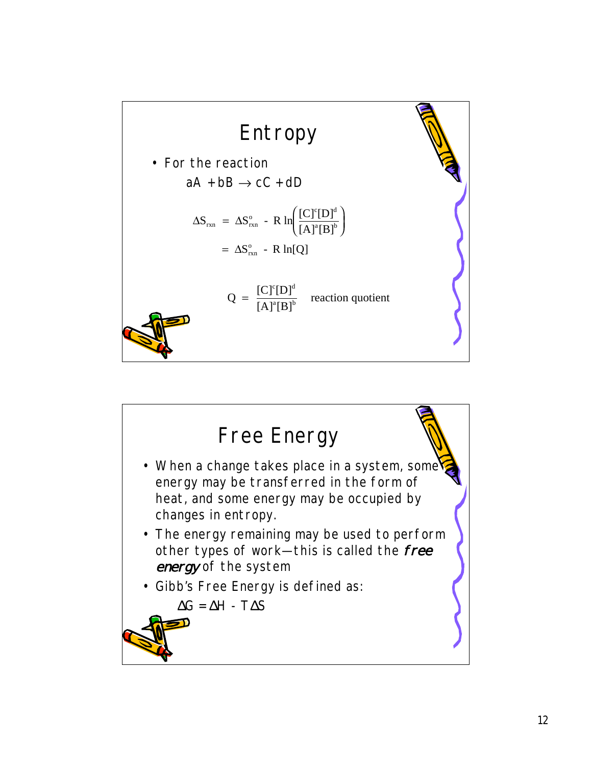## Entropy

- For the reaction

  $aA + bB \rightarrow cC + dD$

$$\Delta S_{rxn} = \Delta S^o_{rxn} - R \ln\left(\frac{[C]^c[D]^d}{[A]^a[B]^b}\right)$$

$$= \Delta S^o_{rxn} - R \ln[Q]$$

$$Q = \frac{[C]^c[D]^d}{[A]^a[B]^b} \quad \text{reaction quotient}$$

## Free Energy

- When a change takes place in a system, some energy may be transferred in the form of heat, and some energy may be occupied by changes in entropy.
- The energy remaining may be used to perform other types of work—this is called the ***free energy*** of the system
- Gibb's Free Energy is defined as:

  $\Delta G = \Delta H - T\Delta S$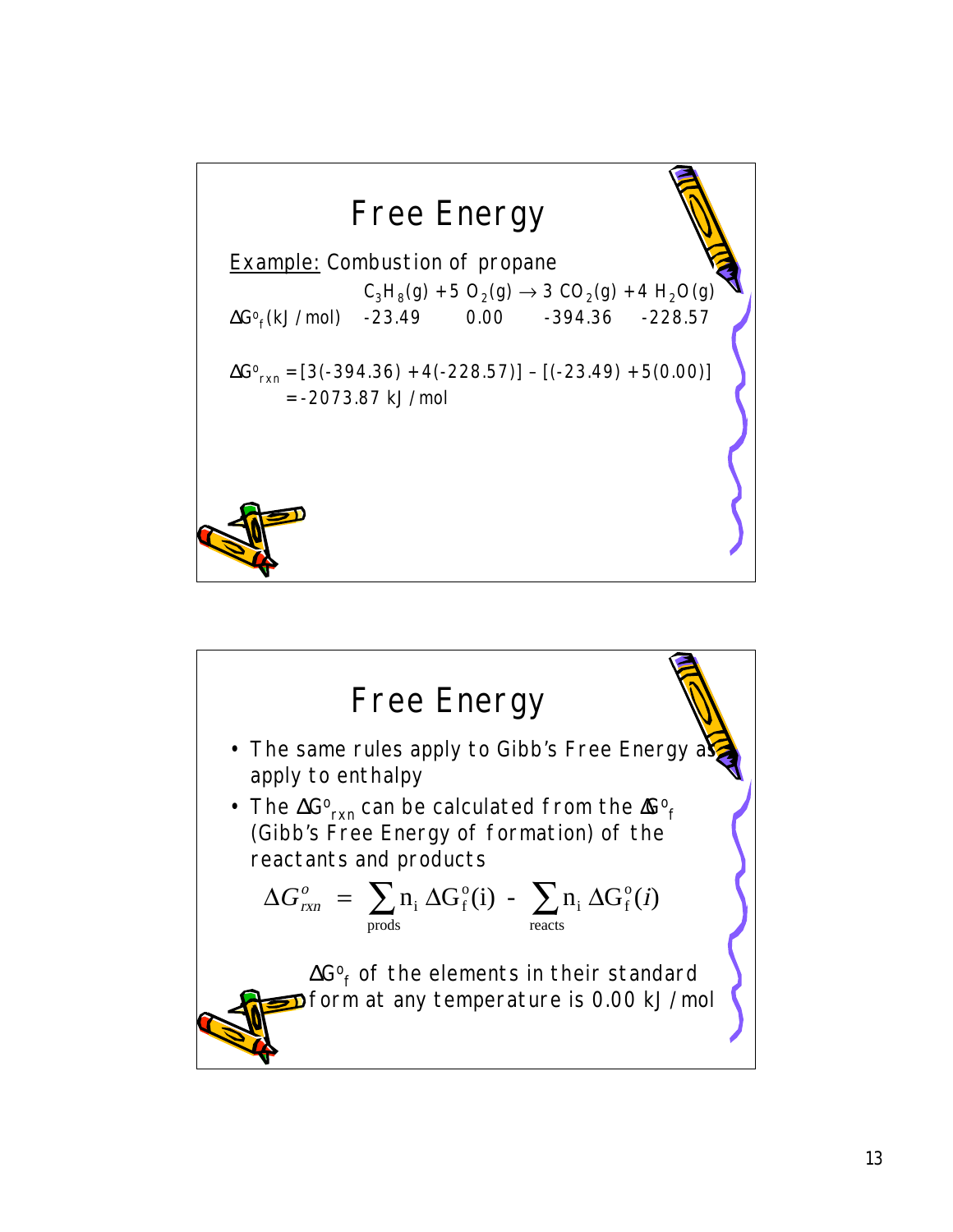## Free Energy

Example: Combustion of propane

| | $C_3H_8(g)$ | $+ 5\ O_2(g)$ | $\rightarrow 3\ CO_2(g)$ | $+ 4\ H_2O(g)$ |
|---|---|---|---|---|
| $\Delta G^o_f$ (kJ/mol) | -23.49 | 0.00 | -394.36 | -228.57 |

$\Delta G^o_{rxn} = [3(-394.36) + 4(-228.57)] - [(-23.49) + 5(0.00)]$

$= -2073.87$ kJ/mol

## Free Energy

- The same rules apply to Gibb's Free Energy as apply to enthalpy
- The $\Delta G^o_{rxn}$ can be calculated from the $\Delta G^o_f$ (Gibb's Free Energy of formation) of the reactants and products

$$\Delta G^o_{rxn} = \sum_{prods} n_i\ \Delta G^o_f(i) - \sum_{reacts} n_i\ \Delta G^o_f(i)$$

$\Delta G^o_f$ of the elements in their standard form at any temperature is 0.00 kJ/mol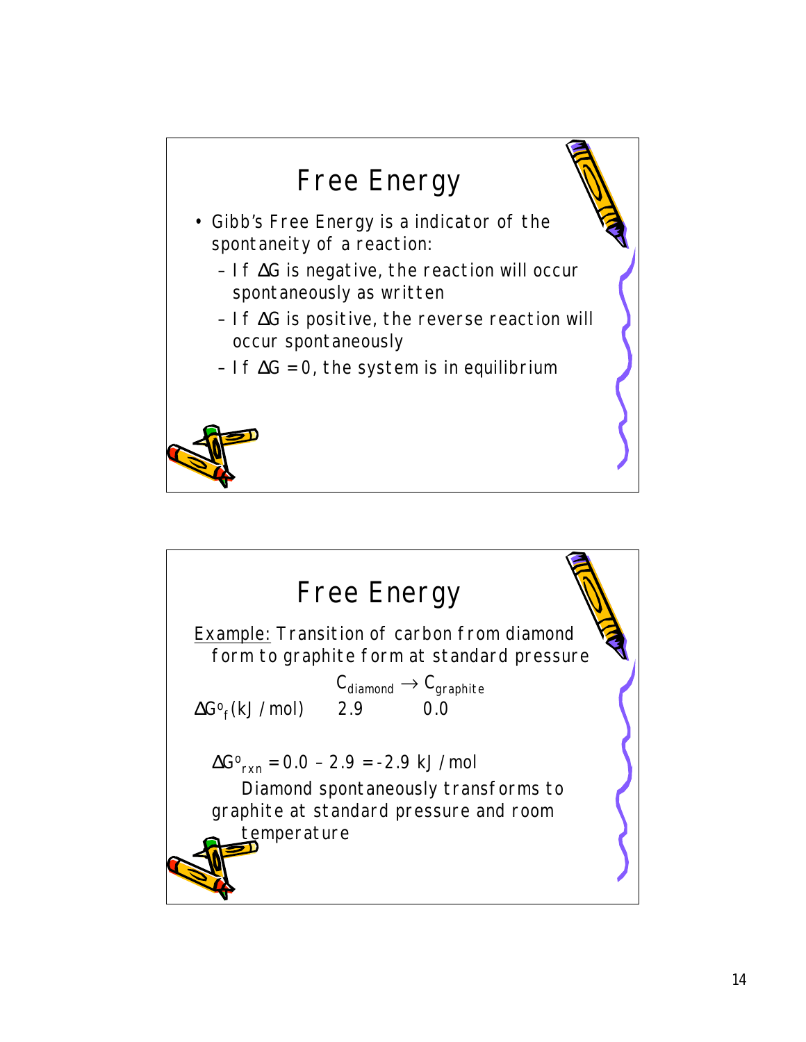## Free Energy

- Gibb's Free Energy is a indicator of the spontaneity of a reaction:
  - If $\Delta G$ is negative, the reaction will occur spontaneously as written
  - If $\Delta G$ is positive, the reverse reaction will occur spontaneously
  - If $\Delta G = 0$, the system is in equilibrium

## Free Energy

Example: Transition of carbon from diamond form to graphite form at standard pressure

| | $C_{diamond} \rightarrow$ | $C_{graphite}$ |
|---|---|---|
| $\Delta G^o_f$ (kJ / mol) | 2.9 | 0.0 |

$\Delta G^o_{rxn} = 0.0 - 2.9 = -2.9$ kJ / mol

Diamond spontaneously transforms to graphite at standard pressure and room temperature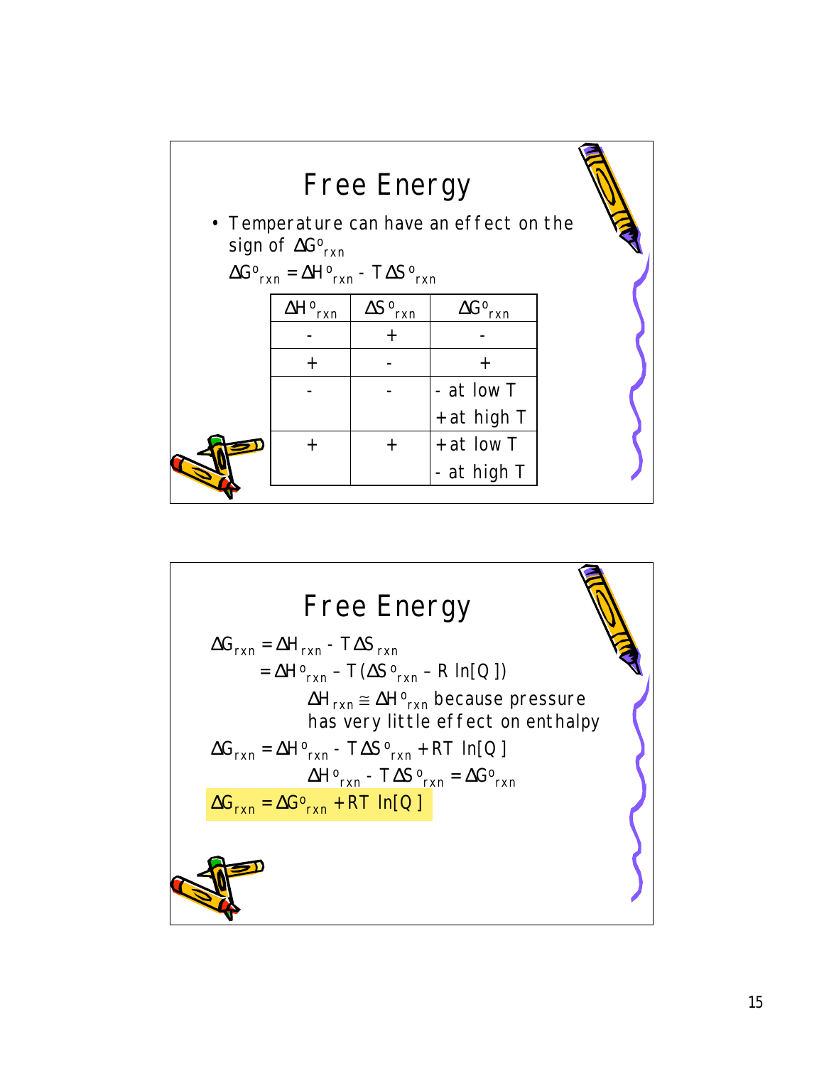## Free Energy

- Temperature can have an effect on the sign of $\Delta G^o_{rxn}$

$\Delta G^o_{rxn} = \Delta H^o_{rxn} - T\Delta S^o_{rxn}$

| $\Delta H^o_{rxn}$ | $\Delta S^o_{rxn}$ | $\Delta G^o_{rxn}$ |
|---|---|---|
| - | + | - |
| + | - | + |
| - | - | - at low T<br>+ at high T |
| + | + | + at low T<br>- at high T |

## Free Energy

$\Delta G_{rxn} = \Delta H_{rxn} - T\Delta S_{rxn}$

$= \Delta H^o_{rxn} - T(\Delta S^o_{rxn} - R\ \ln[Q])$

$\Delta H_{rxn} \cong \Delta H^o_{rxn}$ because pressure has very little effect on enthalpy

$\Delta G_{rxn} = \Delta H^o_{rxn} - T\Delta S^o_{rxn} + RT\ \ln[Q]$

$\Delta H^o_{rxn} - T\Delta S^o_{rxn} = \Delta G^o_{rxn}$

$\Delta G_{rxn} = \Delta G^o_{rxn} + RT\ \ln[Q]$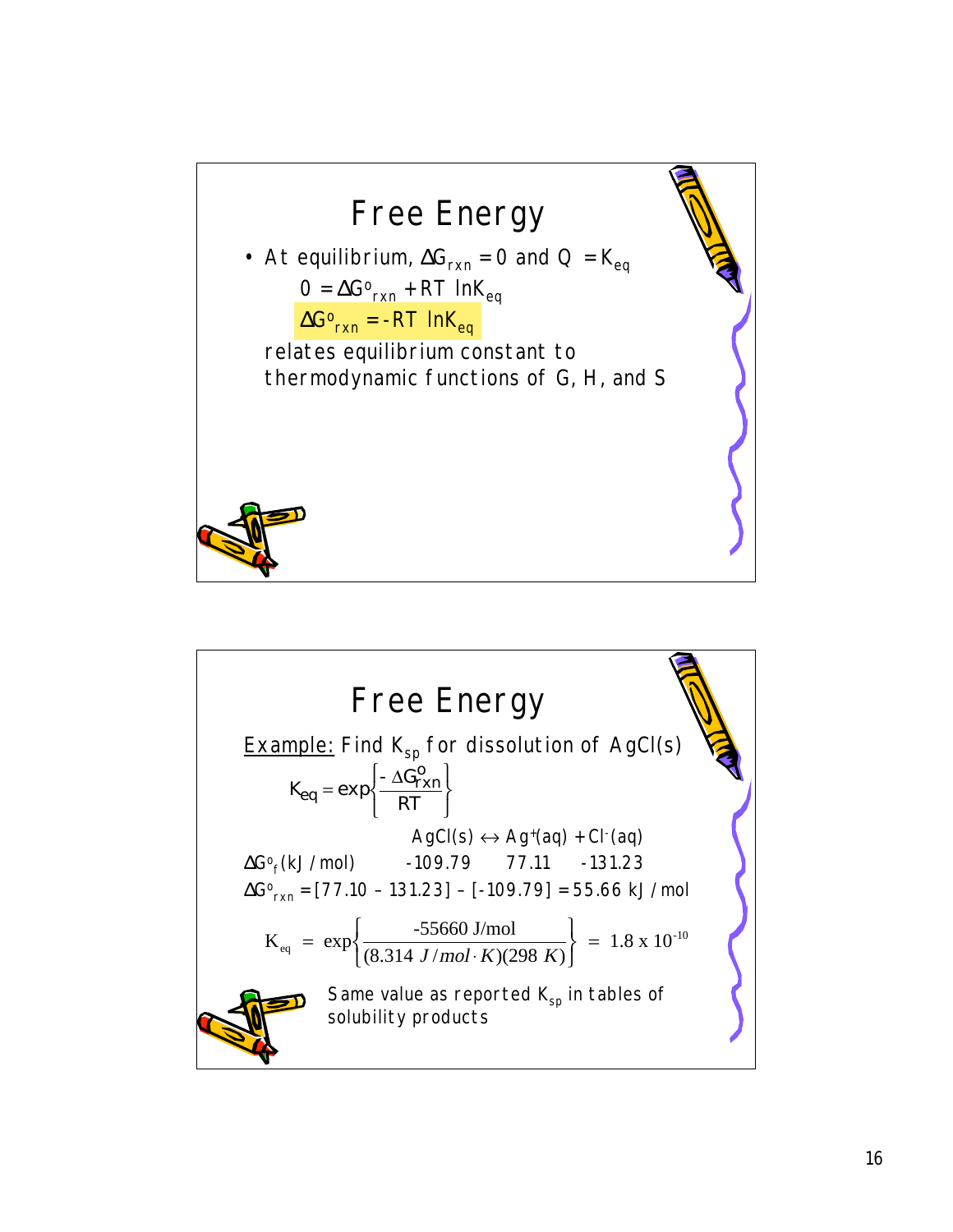## Free Energy

- At equilibrium, $\Delta G_{rxn} = 0$ and $Q = K_{eq}$

$$0 = \Delta G^o_{rxn} + RT \ln K_{eq}$$

$$\Delta G^o_{rxn} = -RT \ln K_{eq}$$

relates equilibrium constant to thermodynamic functions of G, H, and S

## Free Energy

Example: Find $K_{sp}$ for dissolution of AgCl(s)

$$K_{eq} = \exp\left\{\frac{-\Delta G^o_{rxn}}{RT}\right\}$$

| | $AgCl(s)$ | $\leftrightarrow$ | $Ag^+(aq)$ | + | $Cl^-(aq)$ |
|---|---|---|---|---|---|
| $\Delta G^o_f$ (kJ / mol) | -109.79 | | 77.11 | | -131.23 |

$\Delta G^o_{rxn} = [77.10 - 131.23] - [-109.79] = 55.66$ kJ / mol

$$K_{eq} = \exp\left\{\frac{-55660 \text{ J/mol}}{(8.314 \; J/mol \cdot K)(298 \; K)}\right\} = 1.8 \times 10^{-10}$$

Same value as reported $K_{sp}$ in tables of solubility products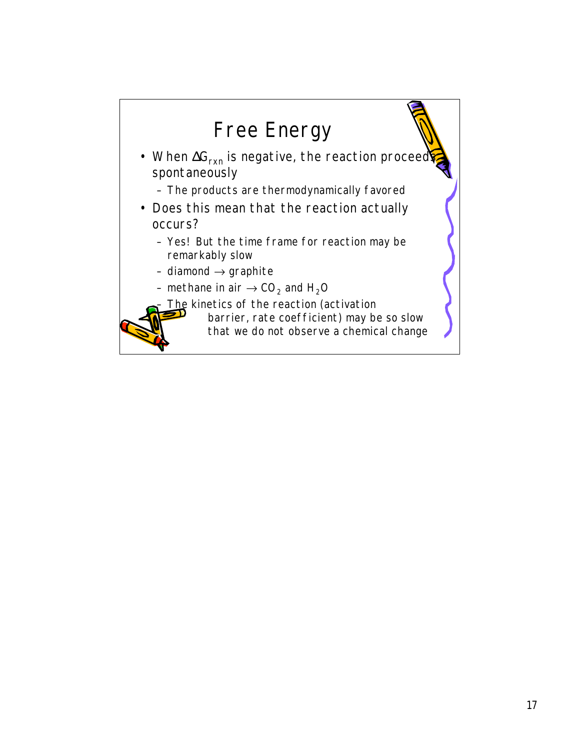# Free Energy

- When $\Delta G_{rxn}$ is negative, the reaction proceeds spontaneously
  - The products are thermodynamically favored
- Does this mean that the reaction actually occurs?
  - Yes! But the time frame for reaction may be remarkably slow
  - diamond $\rightarrow$ graphite
  - methane in air $\rightarrow$ $CO_2$ and $H_2O$
  - The kinetics of the reaction (activation barrier, rate coefficient) may be so slow that we do not observe a chemical change